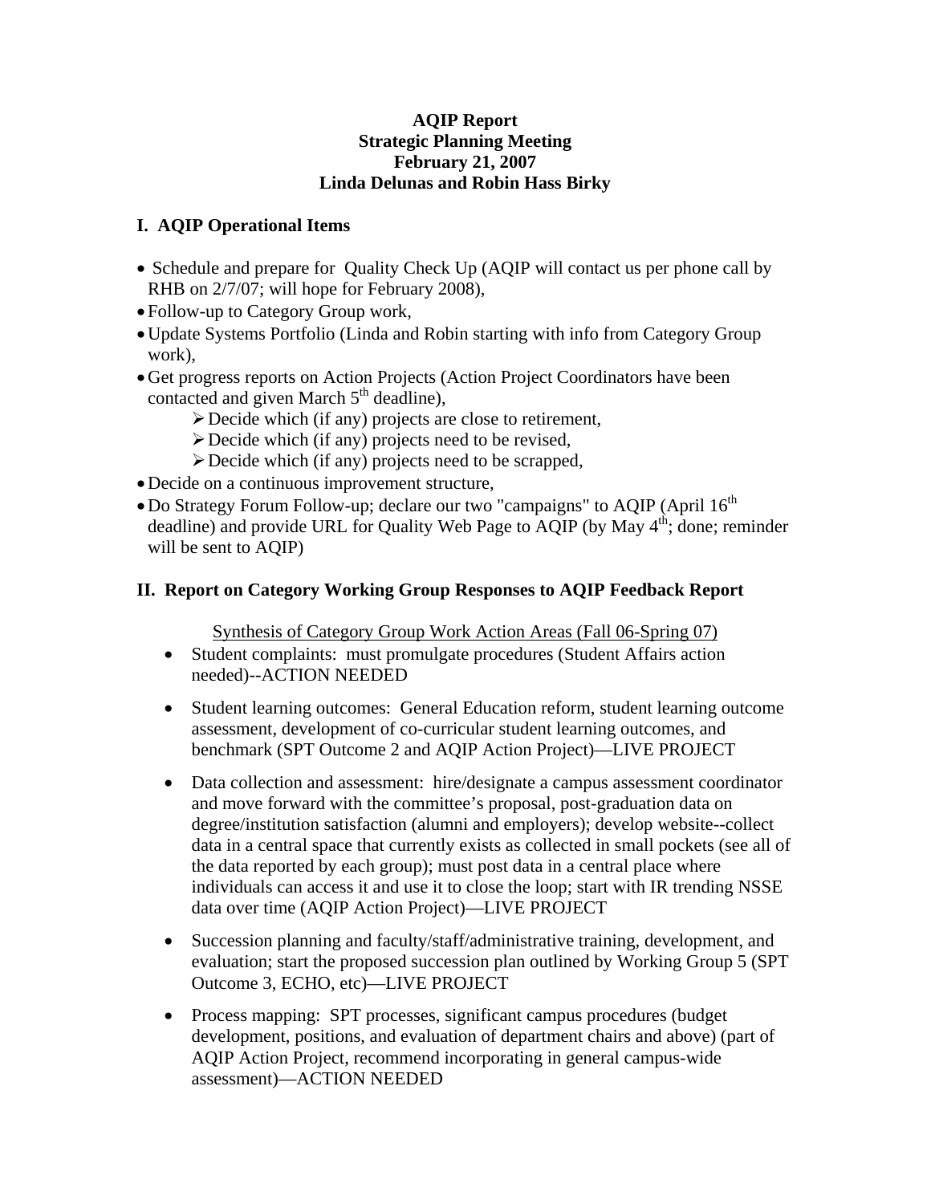**AQIP Report**
**Strategic Planning Meeting**
**February 21, 2007**
**Linda Delunas and Robin Hass Birky**

## I. AQIP Operational Items

- Schedule and prepare for Quality Check Up (AQIP will contact us per phone call by RHB on 2/7/07; will hope for February 2008),
- Follow-up to Category Group work,
- Update Systems Portfolio (Linda and Robin starting with info from Category Group work),
- Get progress reports on Action Projects (Action Project Coordinators have been contacted and given March 5th deadline),
    - Decide which (if any) projects are close to retirement,
    - Decide which (if any) projects need to be revised,
    - Decide which (if any) projects need to be scrapped,
- Decide on a continuous improvement structure,
- Do Strategy Forum Follow-up; declare our two "campaigns" to AQIP (April 16th deadline) and provide URL for Quality Web Page to AQIP (by May 4th; done; reminder will be sent to AQIP)

## II. Report on Category Working Group Responses to AQIP Feedback Report

<u>Synthesis of Category Group Work Action Areas (Fall 06-Spring 07)</u>

- Student complaints: must promulgate procedures (Student Affairs action needed)--ACTION NEEDED
- Student learning outcomes: General Education reform, student learning outcome assessment, development of co-curricular student learning outcomes, and benchmark (SPT Outcome 2 and AQIP Action Project)—LIVE PROJECT
- Data collection and assessment: hire/designate a campus assessment coordinator and move forward with the committee's proposal, post-graduation data on degree/institution satisfaction (alumni and employers); develop website--collect data in a central space that currently exists as collected in small pockets (see all of the data reported by each group); must post data in a central place where individuals can access it and use it to close the loop; start with IR trending NSSE data over time (AQIP Action Project)—LIVE PROJECT
- Succession planning and faculty/staff/administrative training, development, and evaluation; start the proposed succession plan outlined by Working Group 5 (SPT Outcome 3, ECHO, etc)—LIVE PROJECT
- Process mapping: SPT processes, significant campus procedures (budget development, positions, and evaluation of department chairs and above) (part of AQIP Action Project, recommend incorporating in general campus-wide assessment)—ACTION NEEDED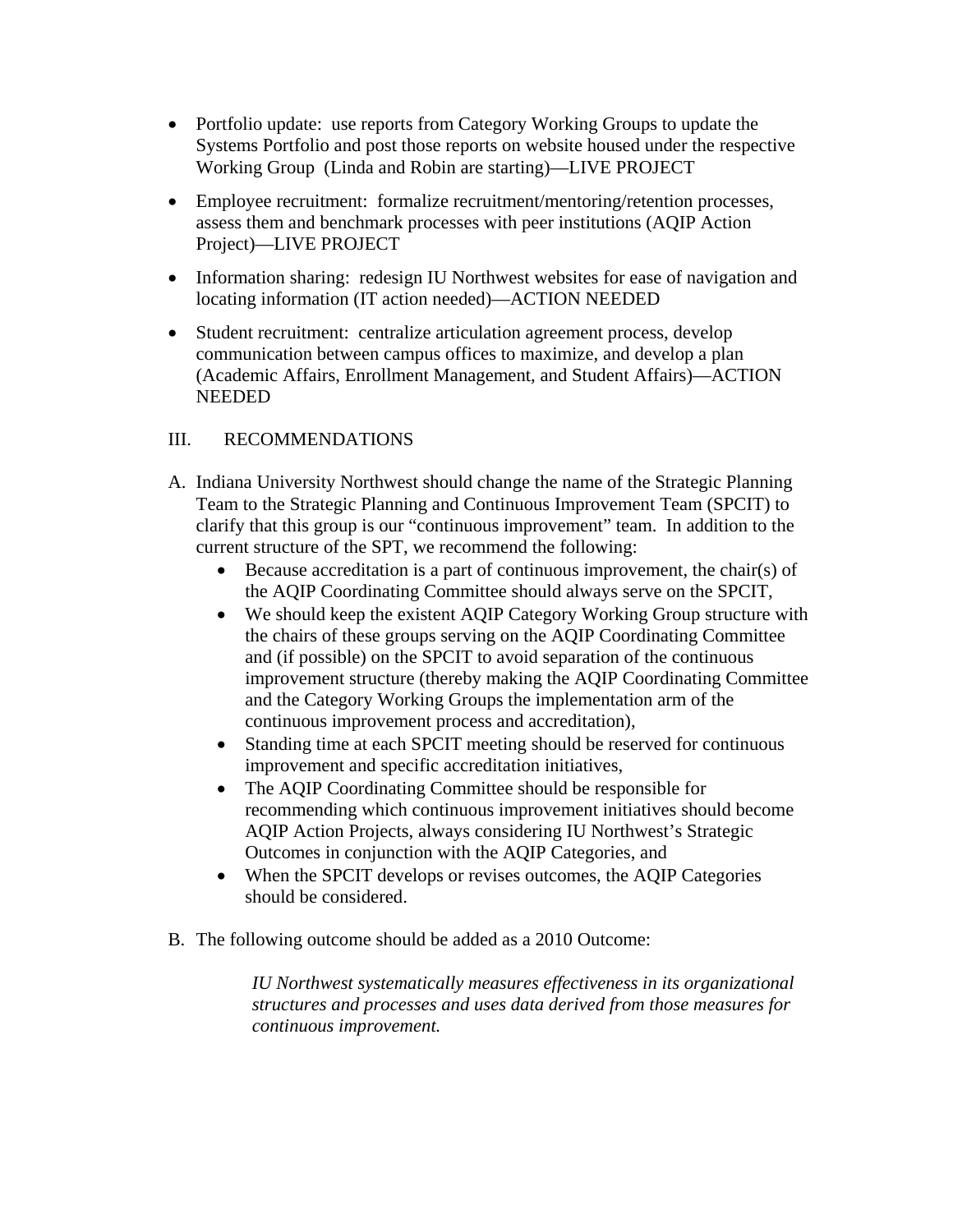- Portfolio update: use reports from Category Working Groups to update the Systems Portfolio and post those reports on website housed under the respective Working Group (Linda and Robin are starting)—LIVE PROJECT
- Employee recruitment: formalize recruitment/mentoring/retention processes, assess them and benchmark processes with peer institutions (AQIP Action Project)—LIVE PROJECT
- Information sharing: redesign IU Northwest websites for ease of navigation and locating information (IT action needed)—ACTION NEEDED
- Student recruitment: centralize articulation agreement process, develop communication between campus offices to maximize, and develop a plan (Academic Affairs, Enrollment Management, and Student Affairs)—ACTION NEEDED

## III. RECOMMENDATIONS

A. Indiana University Northwest should change the name of the Strategic Planning Team to the Strategic Planning and Continuous Improvement Team (SPCIT) to clarify that this group is our "continuous improvement" team. In addition to the current structure of the SPT, we recommend the following:
   - Because accreditation is a part of continuous improvement, the chair(s) of the AQIP Coordinating Committee should always serve on the SPCIT,
   - We should keep the existent AQIP Category Working Group structure with the chairs of these groups serving on the AQIP Coordinating Committee and (if possible) on the SPCIT to avoid separation of the continuous improvement structure (thereby making the AQIP Coordinating Committee and the Category Working Groups the implementation arm of the continuous improvement process and accreditation),
   - Standing time at each SPCIT meeting should be reserved for continuous improvement and specific accreditation initiatives,
   - The AQIP Coordinating Committee should be responsible for recommending which continuous improvement initiatives should become AQIP Action Projects, always considering IU Northwest's Strategic Outcomes in conjunction with the AQIP Categories, and
   - When the SPCIT develops or revises outcomes, the AQIP Categories should be considered.

B. The following outcome should be added as a 2010 Outcome:

   > *IU Northwest systematically measures effectiveness in its organizational structures and processes and uses data derived from those measures for continuous improvement.*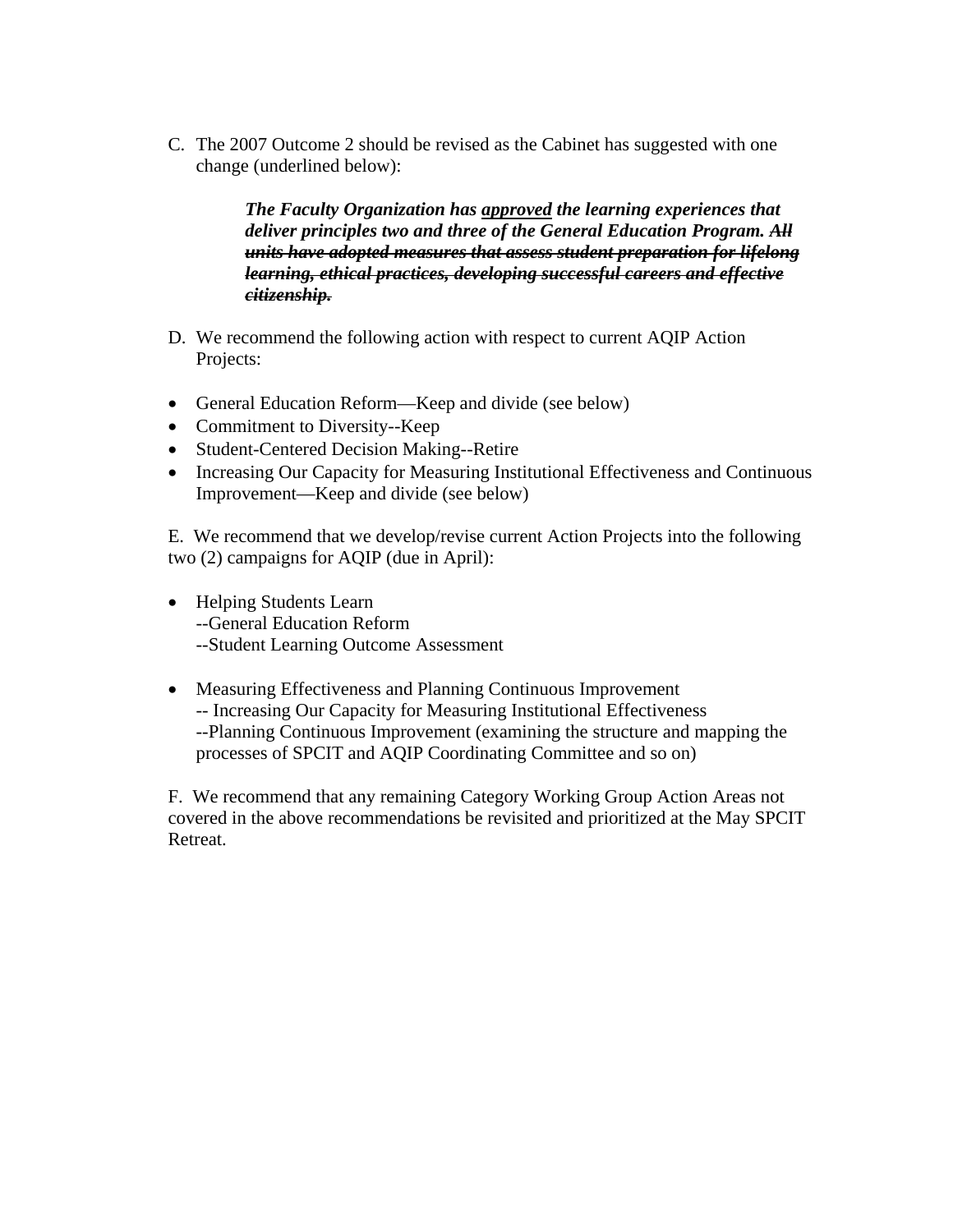C. The 2007 Outcome 2 should be revised as the Cabinet has suggested with one change (underlined below):

> ***The Faculty Organization has <u>approved</u> the learning experiences that deliver principles two and three of the General Education Program. ~~All units have adopted measures that assess student preparation for lifelong learning, ethical practices, developing successful careers and effective citizenship.~~***

D. We recommend the following action with respect to current AQIP Action Projects:

- General Education Reform—Keep and divide (see below)
- Commitment to Diversity--Keep
- Student-Centered Decision Making--Retire
- Increasing Our Capacity for Measuring Institutional Effectiveness and Continuous Improvement—Keep and divide (see below)

E. We recommend that we develop/revise current Action Projects into the following two (2) campaigns for AQIP (due in April):

- Helping Students Learn
  --General Education Reform
  --Student Learning Outcome Assessment

- Measuring Effectiveness and Planning Continuous Improvement
  -- Increasing Our Capacity for Measuring Institutional Effectiveness
  --Planning Continuous Improvement (examining the structure and mapping the processes of SPCIT and AQIP Coordinating Committee and so on)

F. We recommend that any remaining Category Working Group Action Areas not covered in the above recommendations be revisited and prioritized at the May SPCIT Retreat.